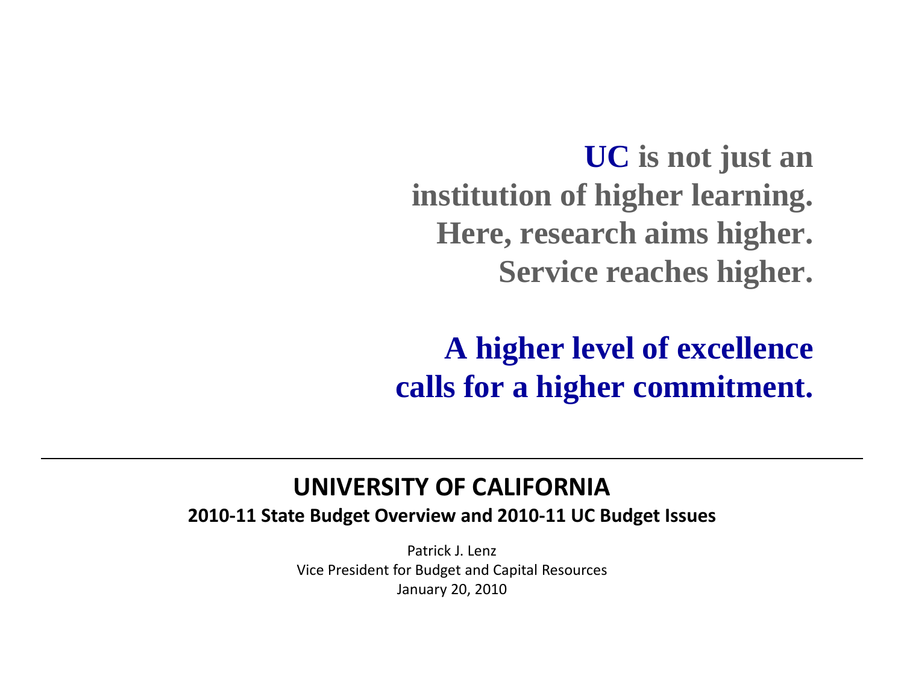**UC is not just an institution of higher learning. Here, research aims higher. Service reaches higher.**

**A higher level of excellence calls for a higher commitment.**

---

# UNIVERSITY OF CALIFORNIA

## 2010-11 State Budget Overview and 2010-11 UC Budget Issues

Patrick J. Lenz
Vice President for Budget and Capital Resources
January 20, 2010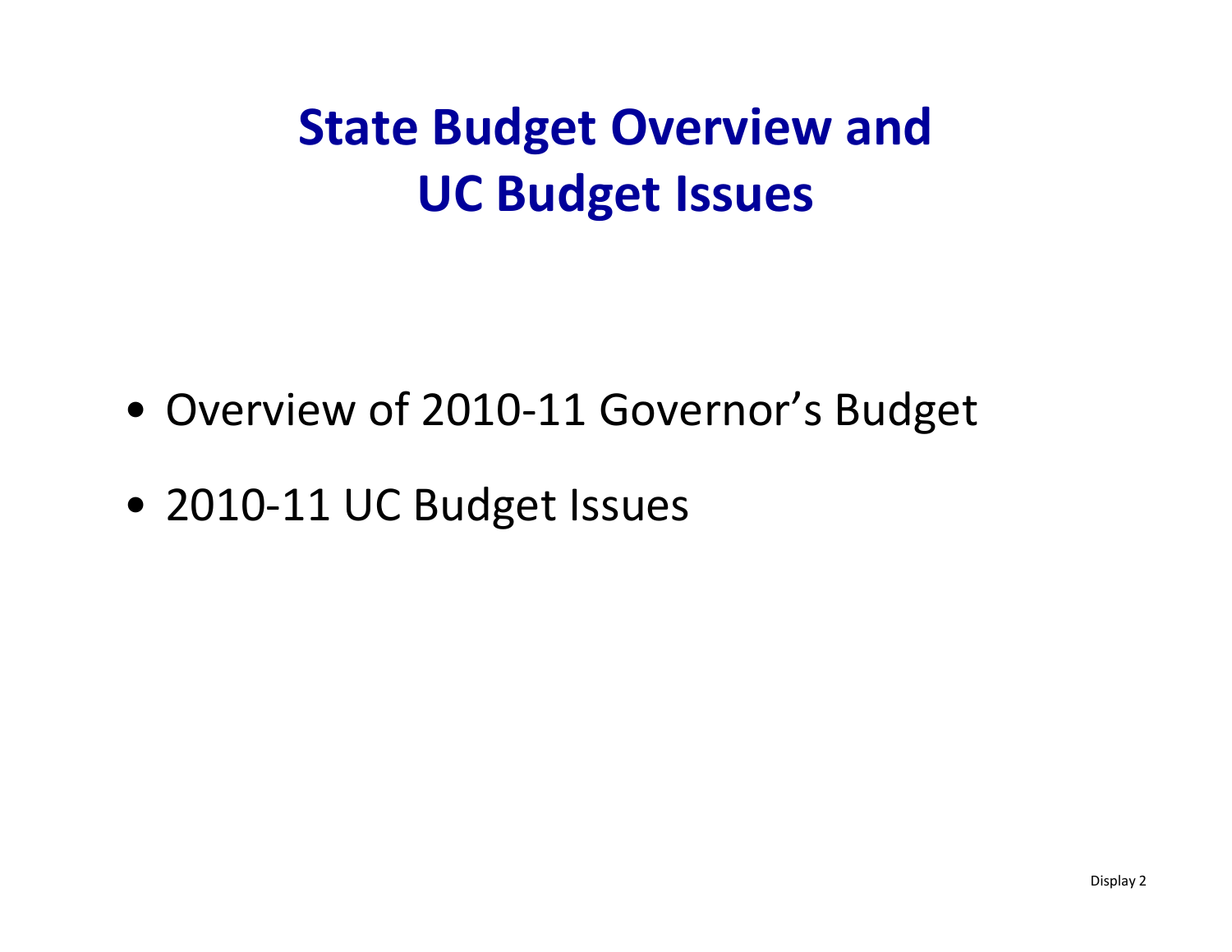# State Budget Overview and UC Budget Issues

- Overview of 2010-11 Governor's Budget
- 2010-11 UC Budget Issues

Display 2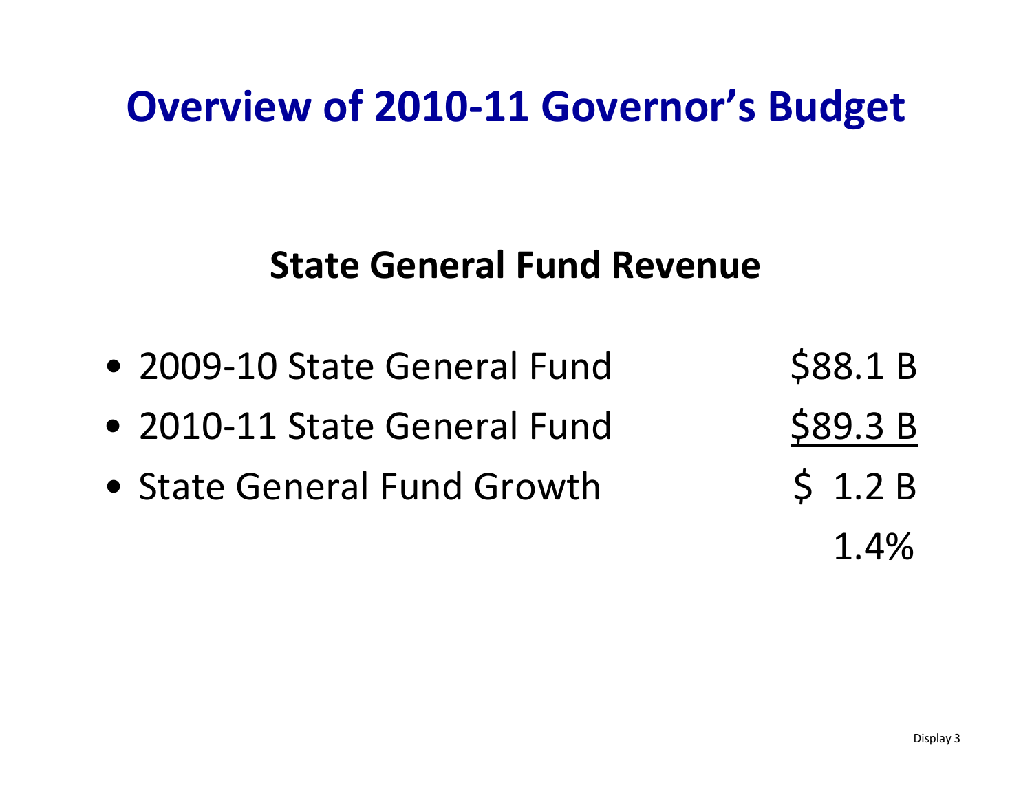# Overview of 2010-11 Governor's Budget

## State General Fund Revenue

| | |
|---|---|
| • 2009-10 State General Fund | $88.1 B |
| • 2010-11 State General Fund | $89.3 B |
| • State General Fund Growth | $ 1.2 B |
| | 1.4% |

Display 3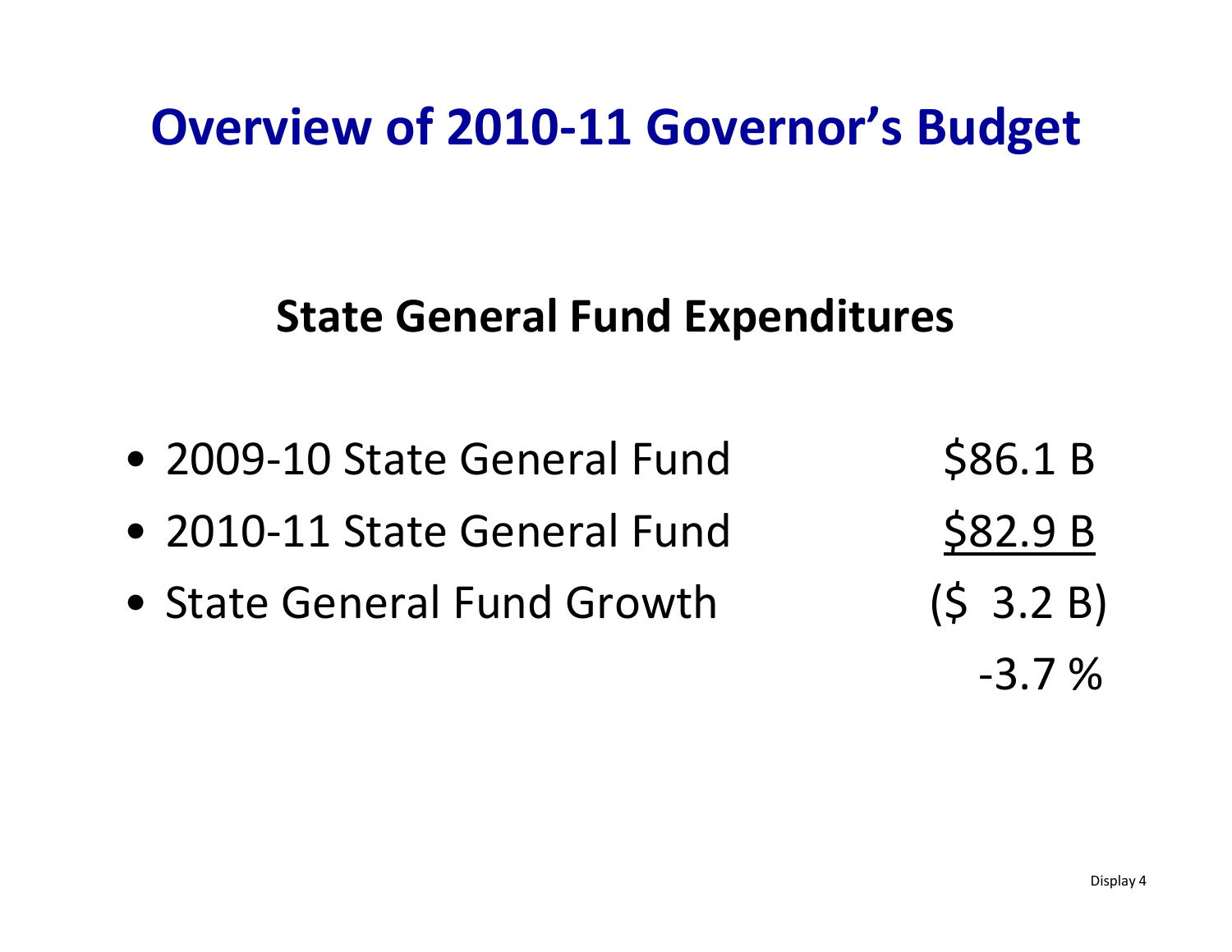# Overview of 2010-11 Governor's Budget

## State General Fund Expenditures

| | |
|---|---|
| 2009-10 State General Fund | $86.1 B |
| 2010-11 State General Fund | <u>$82.9 B</u> |
| State General Fund Growth | ($ 3.2 B) |
| | -3.7 % |

Display 4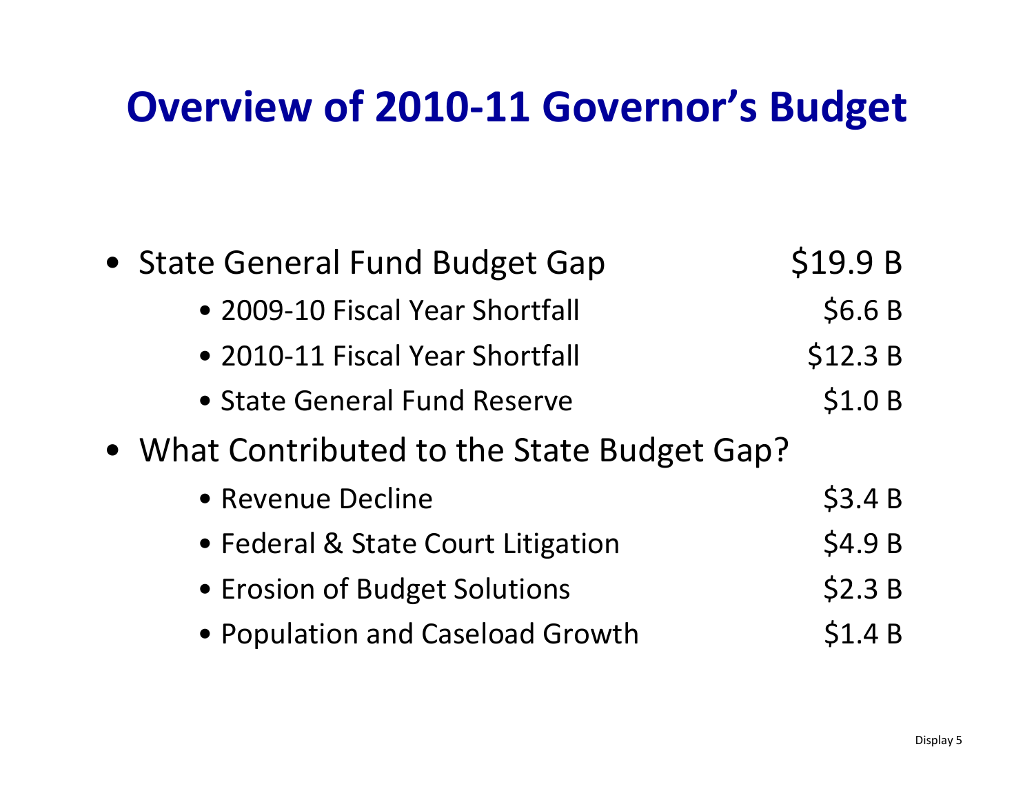# Overview of 2010-11 Governor's Budget

- State General Fund Budget Gap — $19.9 B
  - 2009-10 Fiscal Year Shortfall — $6.6 B
  - 2010-11 Fiscal Year Shortfall — $12.3 B
  - State General Fund Reserve — $1.0 B
- What Contributed to the State Budget Gap?
  - Revenue Decline — $3.4 B
  - Federal & State Court Litigation — $4.9 B
  - Erosion of Budget Solutions — $2.3 B
  - Population and Caseload Growth — $1.4 B

Display 5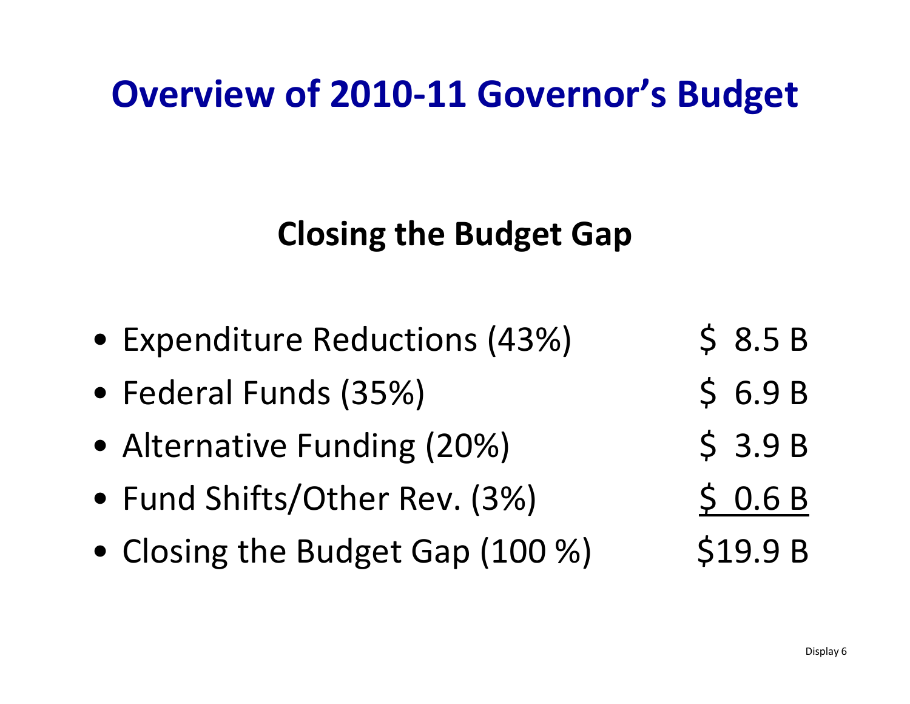# Overview of 2010-11 Governor's Budget

## Closing the Budget Gap

- Expenditure Reductions (43%) — $ 8.5 B
- Federal Funds (35%) — $ 6.9 B
- Alternative Funding (20%) — $ 3.9 B
- Fund Shifts/Other Rev. (3%) — $ 0.6 B
- Closing the Budget Gap (100 %) — $19.9 B

Display 6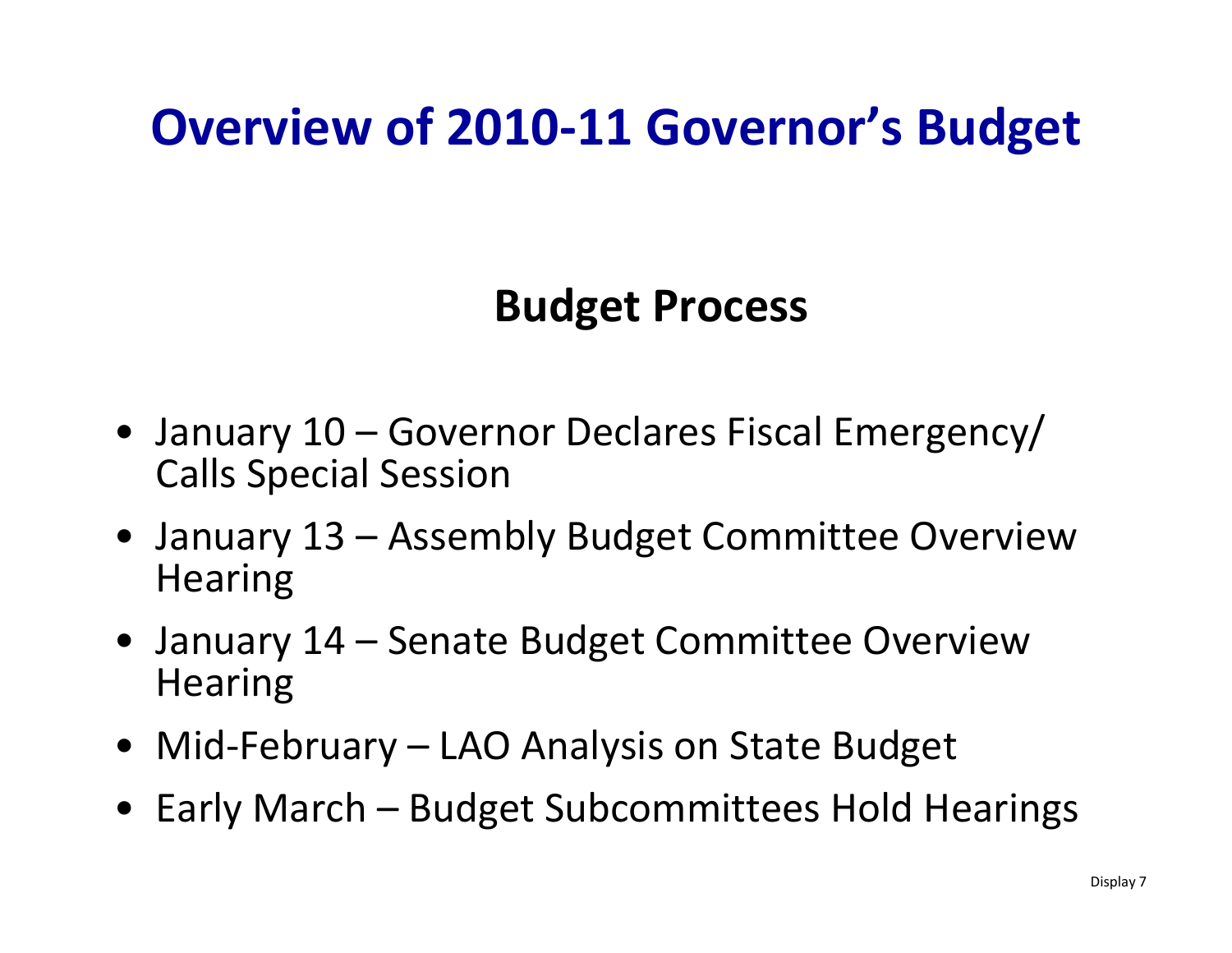# Overview of 2010-11 Governor's Budget

## Budget Process

- January 10 – Governor Declares Fiscal Emergency/ Calls Special Session
- January 13 – Assembly Budget Committee Overview Hearing
- January 14 – Senate Budget Committee Overview Hearing
- Mid-February – LAO Analysis on State Budget
- Early March – Budget Subcommittees Hold Hearings

Display 7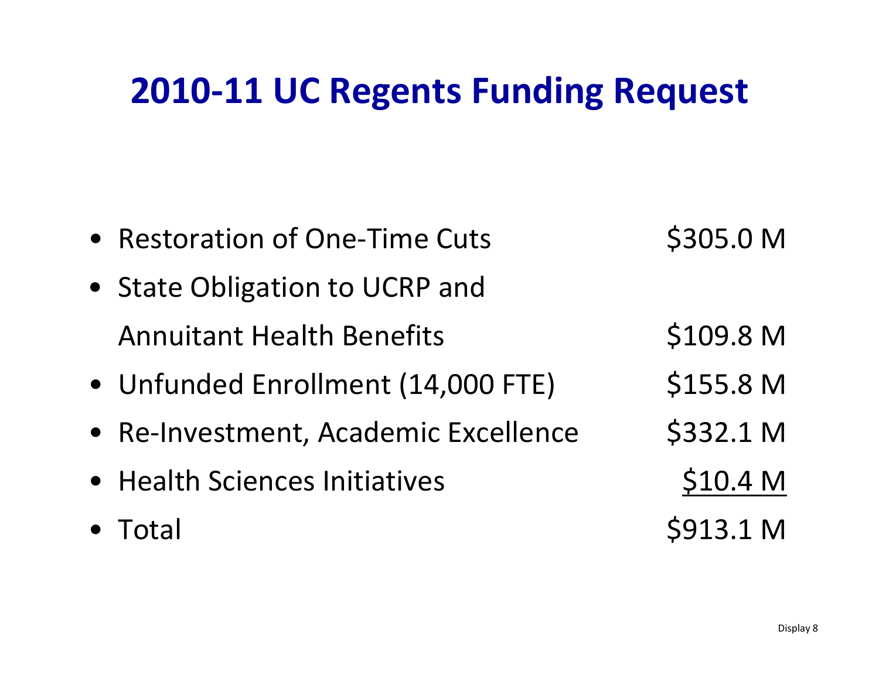# 2010-11 UC Regents Funding Request

| Item | Amount |
|---|---|
| Restoration of One-Time Cuts | $305.0 M |
| State Obligation to UCRP and Annuitant Health Benefits | $109.8 M |
| Unfunded Enrollment (14,000 FTE) | $155.8 M |
| Re-Investment, Academic Excellence | $332.1 M |
| Health Sciences Initiatives | $10.4 M |
| Total | $913.1 M |

Display 8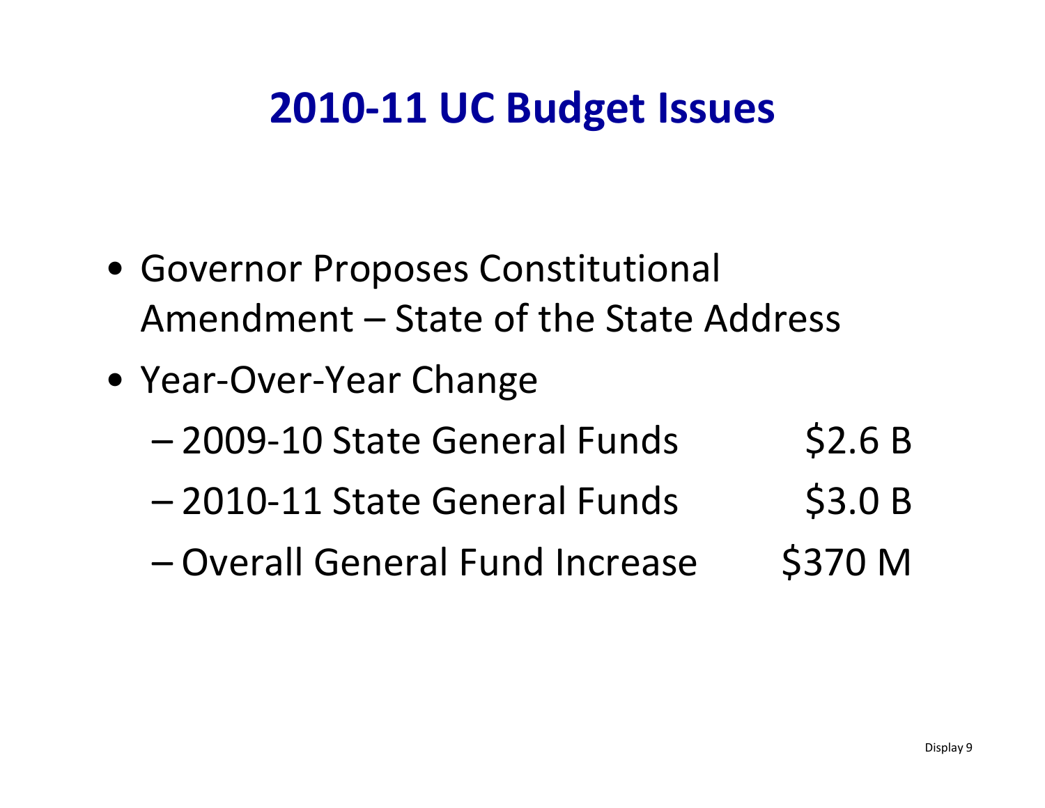# 2010-11 UC Budget Issues

- Governor Proposes Constitutional Amendment – State of the State Address
- Year-Over-Year Change
  - 2009-10 State General Funds $2.6 B
  - 2010-11 State General Funds $3.0 B
  - Overall General Fund Increase $370 M

Display 9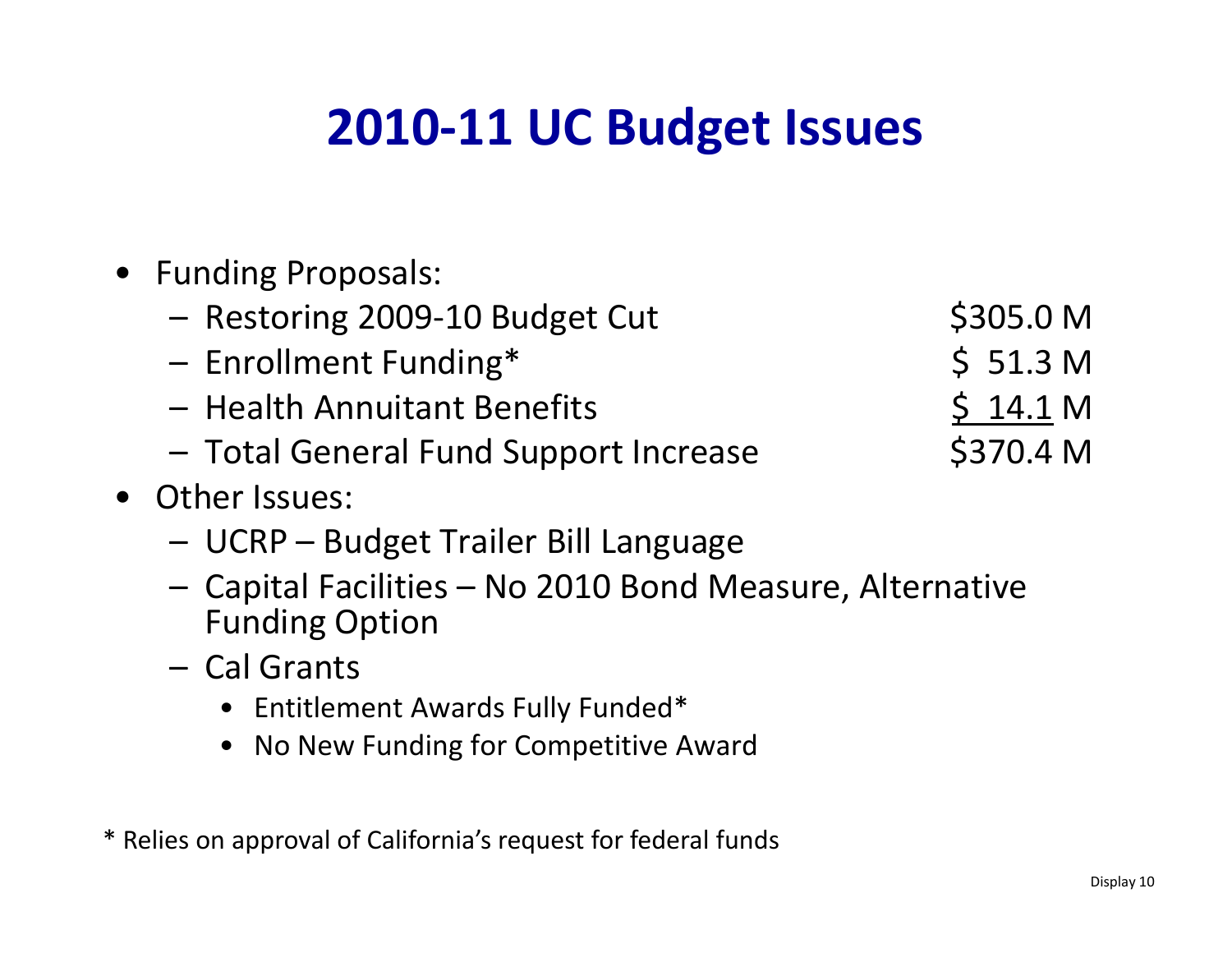# 2010-11 UC Budget Issues

- Funding Proposals:
  - Restoring 2009-10 Budget Cut — $305.0 M
  - Enrollment Funding* — $ 51.3 M
  - Health Annuitant Benefits — $ 14.1 M
  - Total General Fund Support Increase — $370.4 M
- Other Issues:
  - UCRP – Budget Trailer Bill Language
  - Capital Facilities – No 2010 Bond Measure, Alternative Funding Option
  - Cal Grants
    - Entitlement Awards Fully Funded*
    - No New Funding for Competitive Award

* Relies on approval of California's request for federal funds

Display 10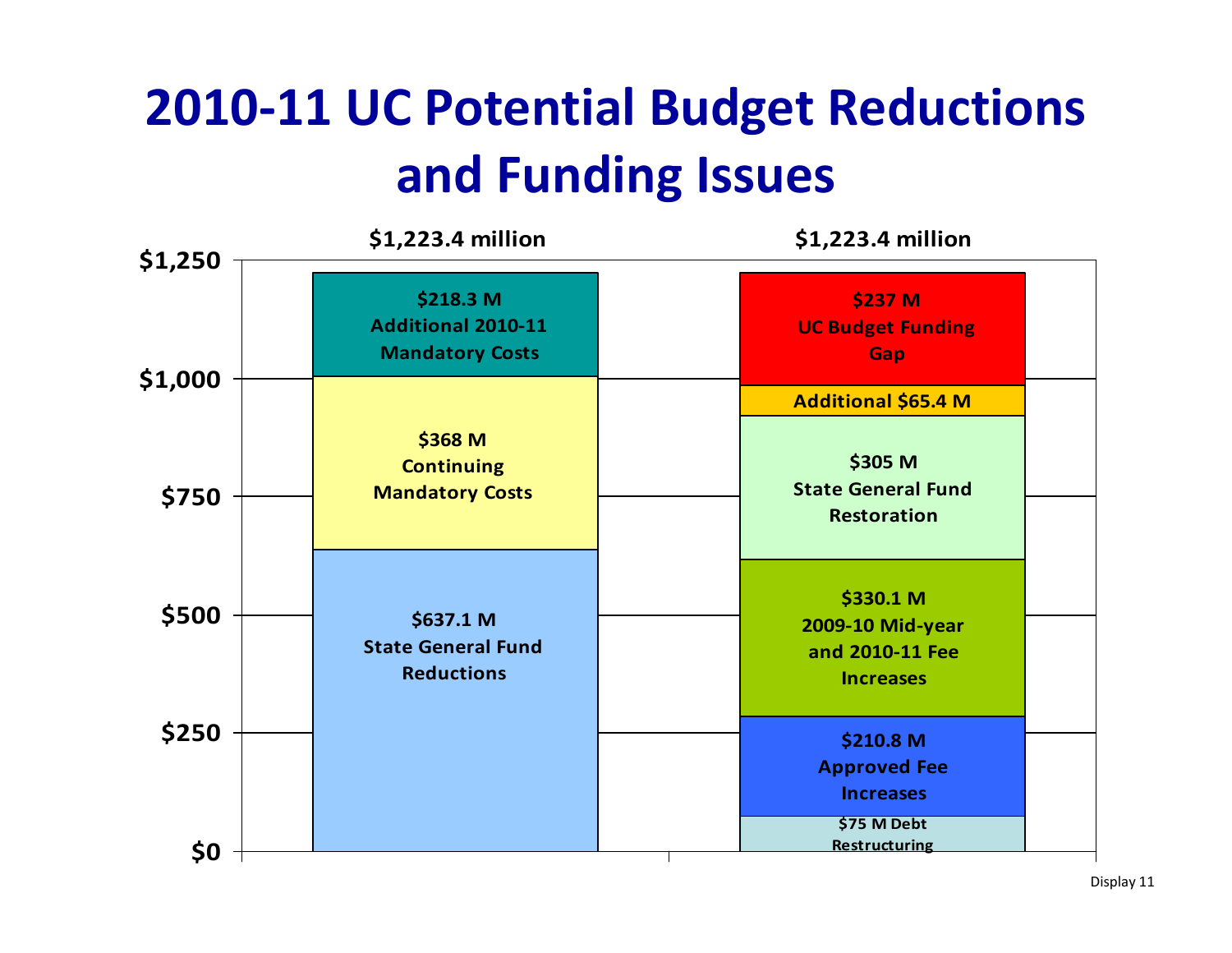# 2010-11 UC Potential Budget Reductions and Funding Issues

| | $1,223.4 million |
|---|---|
| $218.3 M Additional 2010-11 Mandatory Costs | |
| $368 M Continuing Mandatory Costs | |
| $637.1 M State General Fund Reductions | |

| | $1,223.4 million |
|---|---|
| $237 M UC Budget Funding Gap | |
| Additional $65.4 M | |
| $305 M State General Fund Restoration | |
| $330.1 M 2009-10 Mid-year and 2010-11 Fee Increases | |
| $210.8 M Approved Fee Increases | |
| $75 M Debt Restructuring | |

Y-axis: $0, $250, $500, $750, $1,000, $1,250

Display 11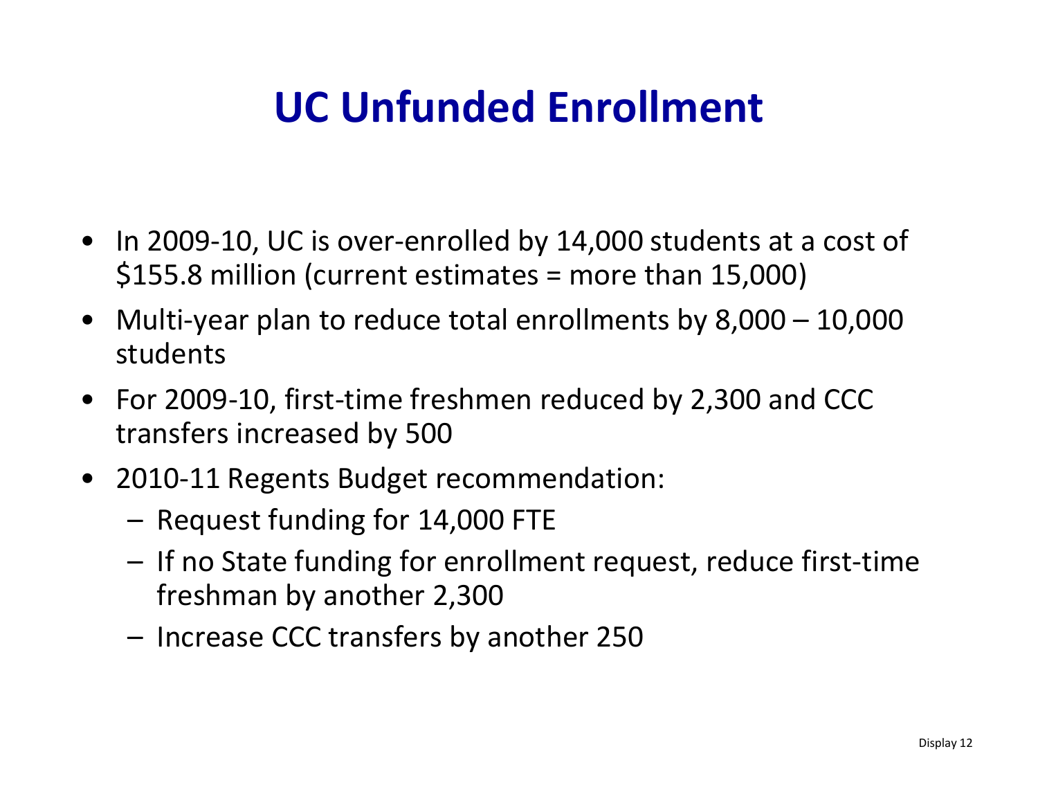# UC Unfunded Enrollment

- In 2009-10, UC is over-enrolled by 14,000 students at a cost of $155.8 million (current estimates = more than 15,000)
- Multi-year plan to reduce total enrollments by 8,000 – 10,000 students
- For 2009-10, first-time freshmen reduced by 2,300 and CCC transfers increased by 500
- 2010-11 Regents Budget recommendation:
  - Request funding for 14,000 FTE
  - If no State funding for enrollment request, reduce first-time freshman by another 2,300
  - Increase CCC transfers by another 250

Display 12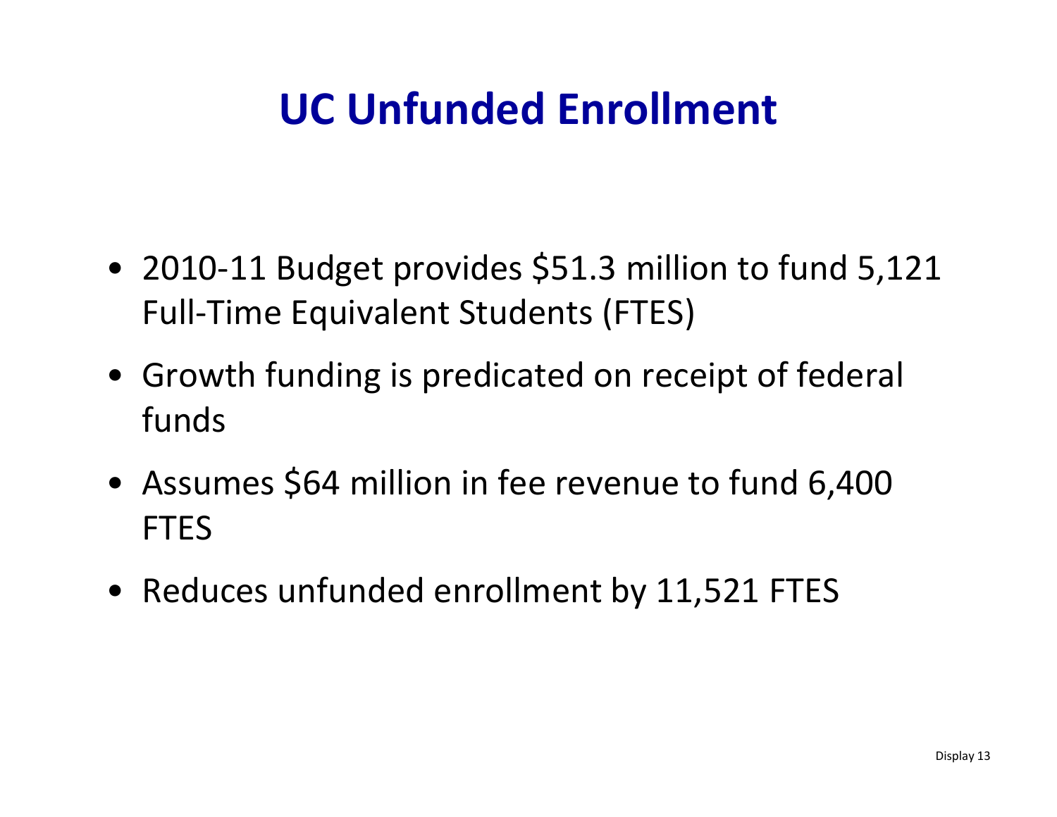# UC Unfunded Enrollment

- 2010-11 Budget provides $51.3 million to fund 5,121 Full-Time Equivalent Students (FTES)
- Growth funding is predicated on receipt of federal funds
- Assumes $64 million in fee revenue to fund 6,400 FTES
- Reduces unfunded enrollment by 11,521 FTES

Display 13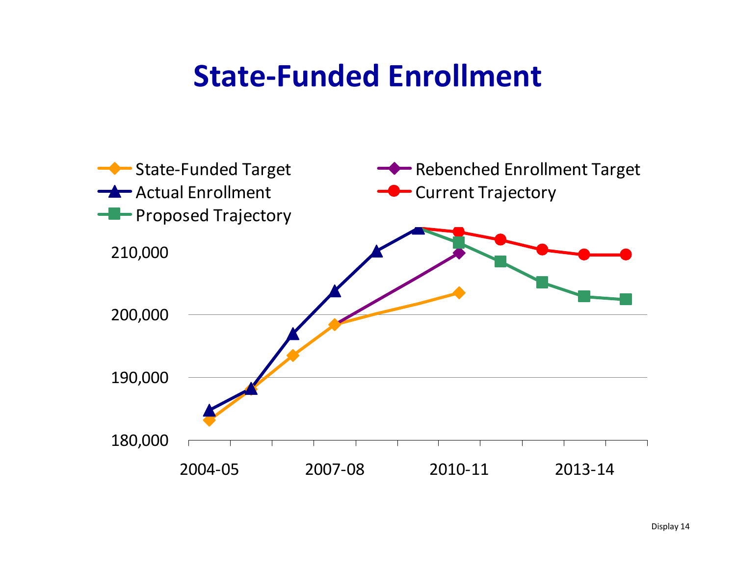# State-Funded Enrollment

- State-Funded Target
- Rebenched Enrollment Target
- Actual Enrollment
- Current Trajectory
- Proposed Trajectory

210,000

200,000

190,000

180,000

2004-05 2007-08 2010-11 2013-14

Display 14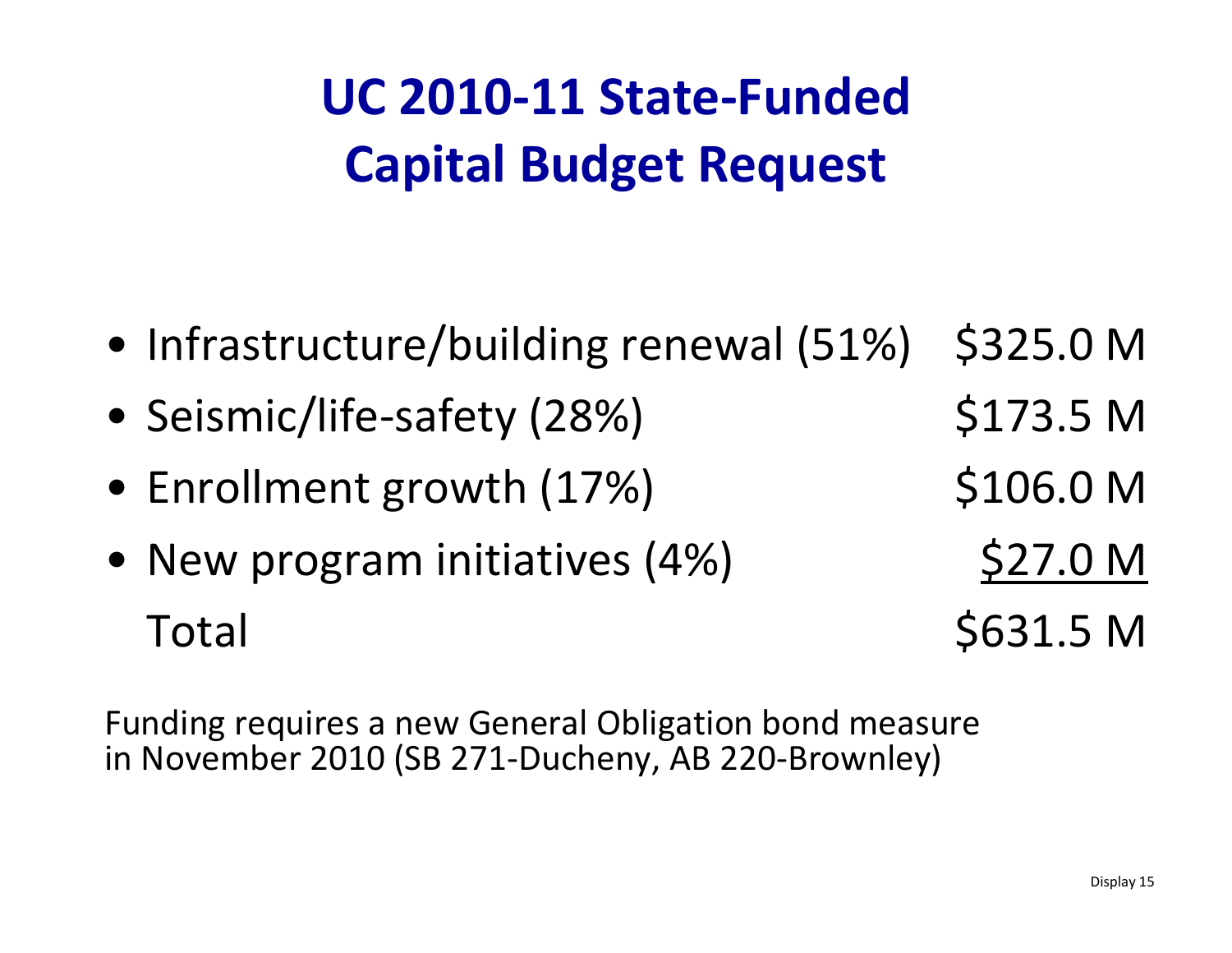# UC 2010-11 State-Funded Capital Budget Request

| | |
|---|---|
| • Infrastructure/building renewal (51%) | $325.0 M |
| • Seismic/life-safety (28%) | $173.5 M |
| • Enrollment growth (17%) | $106.0 M |
| • New program initiatives (4%) | $27.0 M |
| Total | $631.5 M |

Funding requires a new General Obligation bond measure in November 2010 (SB 271-Ducheny, AB 220-Brownley)

Display 15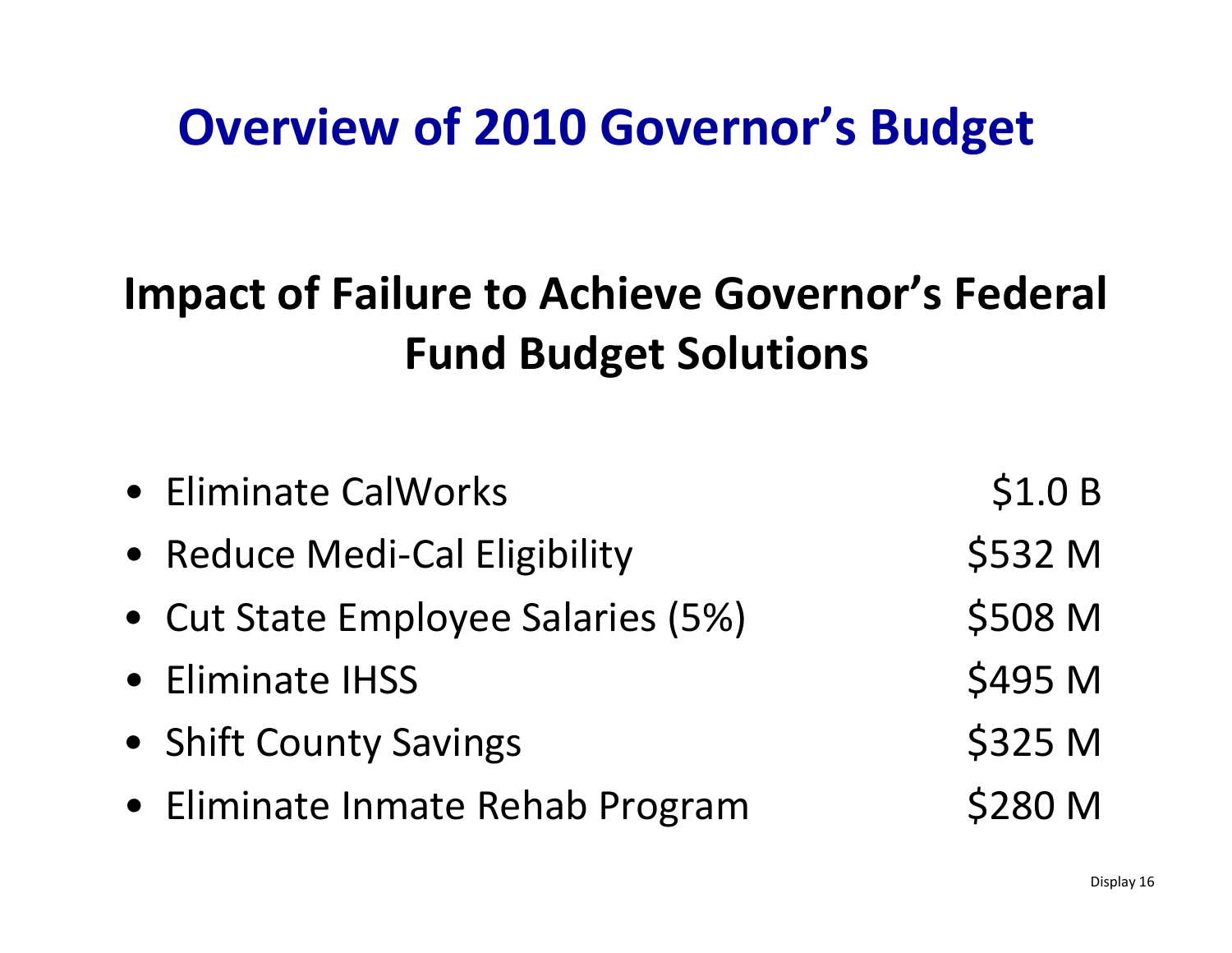# Overview of 2010 Governor's Budget

## Impact of Failure to Achieve Governor's Federal Fund Budget Solutions

| | |
|---|---|
| • Eliminate CalWorks | $1.0 B |
| • Reduce Medi-Cal Eligibility | $532 M |
| • Cut State Employee Salaries (5%) | $508 M |
| • Eliminate IHSS | $495 M |
| • Shift County Savings | $325 M |
| • Eliminate Inmate Rehab Program | $280 M |

Display 16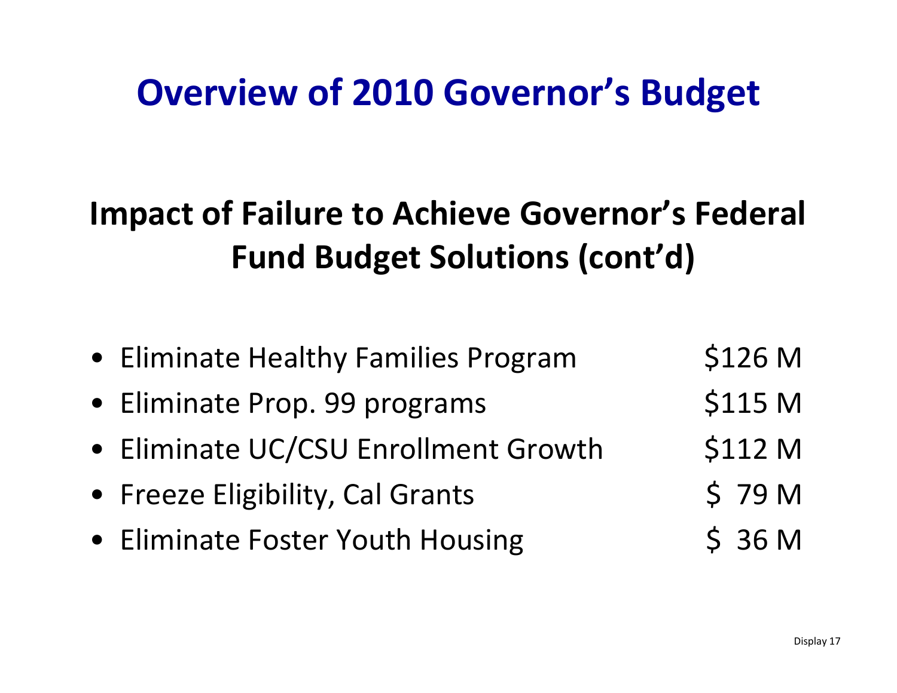# Overview of 2010 Governor's Budget

## Impact of Failure to Achieve Governor's Federal Fund Budget Solutions (cont'd)

| | |
|---|---|
| • Eliminate Healthy Families Program | $126 M |
| • Eliminate Prop. 99 programs | $115 M |
| • Eliminate UC/CSU Enrollment Growth | $112 M |
| • Freeze Eligibility, Cal Grants | $ 79 M |
| • Eliminate Foster Youth Housing | $ 36 M |

Display 17